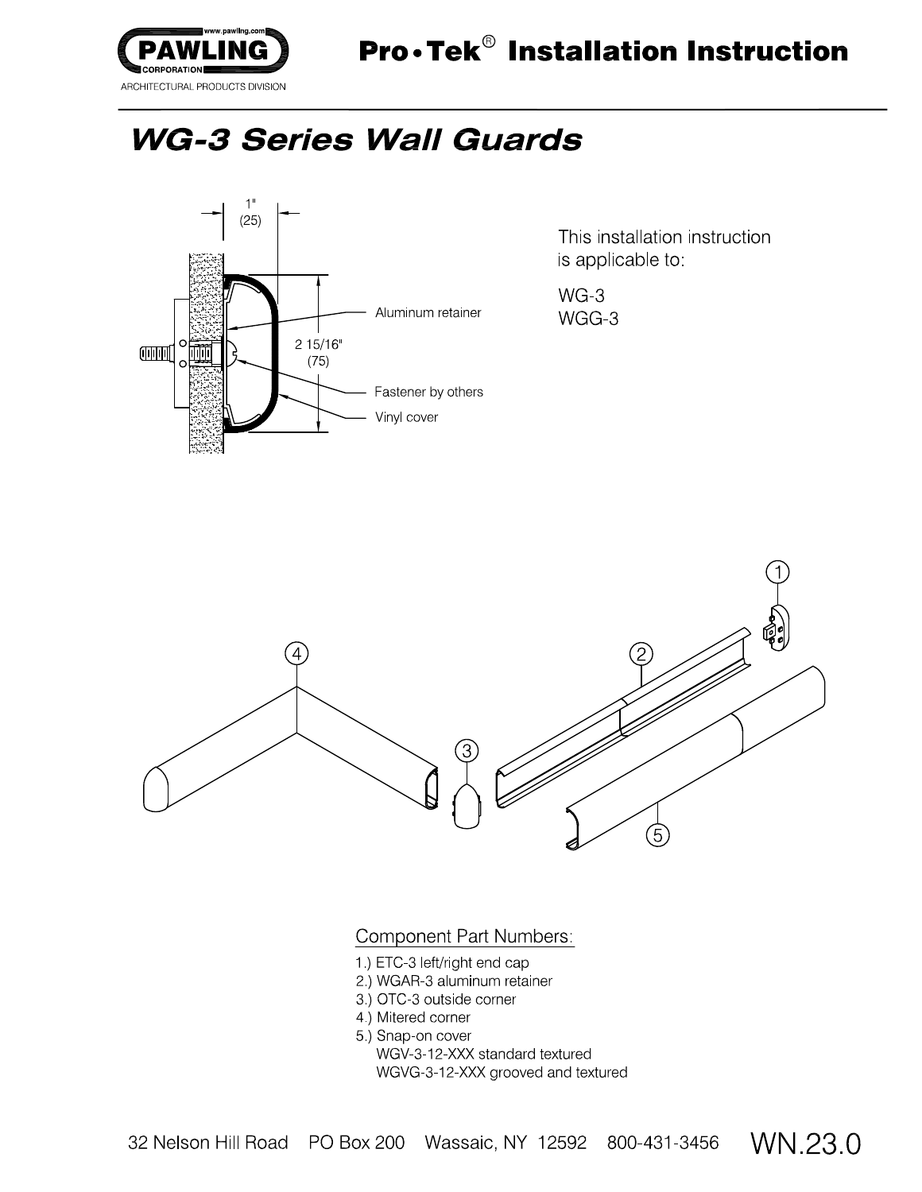PAWLING CORPORATION
ARCHITECTURAL PRODUCTS DIVISION

# Pro•Tek® Installation Instruction

## *WG-3 Series Wall Guards*

1" (25)

2 15/16" (75)

Aluminum retainer

Fastener by others

Vinyl cover

This installation instruction is applicable to:

WG-3
WGG-3

Component Part Numbers:

1.) ETC-3 left/right end cap
2.) WGAR-3 aluminum retainer
3.) OTC-3 outside corner
4.) Mitered corner
5.) Snap-on cover
 WGV-3-12-XXX standard textured
 WGVG-3-12-XXX grooved and textured

32 Nelson Hill Road PO Box 200 Wassaic, NY 12592 800-431-3456 WN.23.0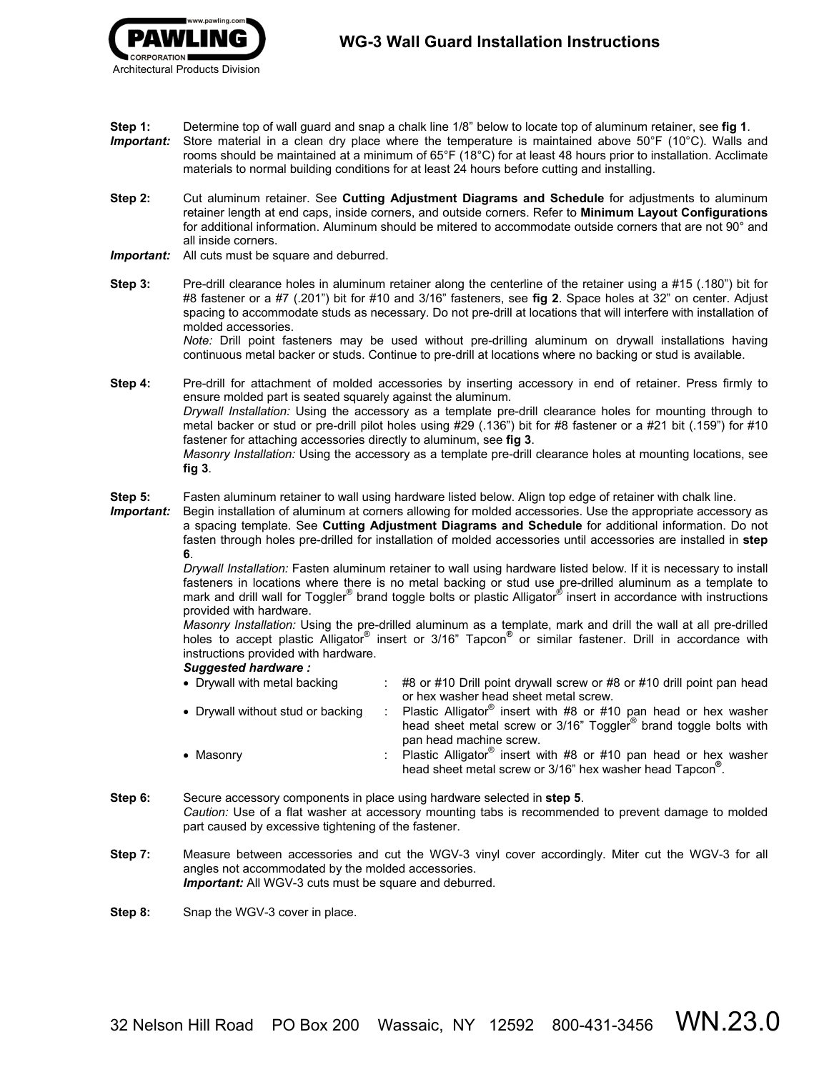# WG-3 Wall Guard Installation Instructions

**Step 1:** Determine top of wall guard and snap a chalk line 1/8" below to locate top of aluminum retainer, see **fig 1**.

***Important:*** Store material in a clean dry place where the temperature is maintained above 50°F (10°C). Walls and rooms should be maintained at a minimum of 65°F (18°C) for at least 48 hours prior to installation. Acclimate materials to normal building conditions for at least 24 hours before cutting and installing.

**Step 2:** Cut aluminum retainer. See **Cutting Adjustment Diagrams and Schedule** for adjustments to aluminum retainer length at end caps, inside corners, and outside corners. Refer to **Minimum Layout Configurations** for additional information. Aluminum should be mitered to accommodate outside corners that are not 90° and all inside corners.

***Important:*** All cuts must be square and deburred.

**Step 3:** Pre-drill clearance holes in aluminum retainer along the centerline of the retainer using a #15 (.180") bit for #8 fastener or a #7 (.201") bit for #10 and 3/16" fasteners, see **fig 2**. Space holes at 32" on center. Adjust spacing to accommodate studs as necessary. Do not pre-drill at locations that will interfere with installation of molded accessories.
*Note:* Drill point fasteners may be used without pre-drilling aluminum on drywall installations having continuous metal backer or studs. Continue to pre-drill at locations where no backing or stud is available.

**Step 4:** Pre-drill for attachment of molded accessories by inserting accessory in end of retainer. Press firmly to ensure molded part is seated squarely against the aluminum.
*Drywall Installation:* Using the accessory as a template pre-drill clearance holes for mounting through to metal backer or stud or pre-drill pilot holes using #29 (.136") bit for #8 fastener or a #21 bit (.159") for #10 fastener for attaching accessories directly to aluminum, see **fig 3**.
*Masonry Installation:* Using the accessory as a template pre-drill clearance holes at mounting locations, see **fig 3**.

**Step 5:** Fasten aluminum retainer to wall using hardware listed below. Align top edge of retainer with chalk line.

***Important:*** Begin installation of aluminum at corners allowing for molded accessories. Use the appropriate accessory as a spacing template. See **Cutting Adjustment Diagrams and Schedule** for additional information. Do not fasten through holes pre-drilled for installation of molded accessories until accessories are installed in **step 6**.
*Drywall Installation:* Fasten aluminum retainer to wall using hardware listed below. If it is necessary to install fasteners in locations where there is no metal backing or stud use pre-drilled aluminum as a template to mark and drill wall for Toggler® brand toggle bolts or plastic Alligator® insert in accordance with instructions provided with hardware.
*Masonry Installation:* Using the pre-drilled aluminum as a template, mark and drill the wall at all pre-drilled holes to accept plastic Alligator® insert or 3/16" Tapcon® or similar fastener. Drill in accordance with instructions provided with hardware.

***Suggested hardware :***

- Drywall with metal backing : #8 or #10 Drill point drywall screw or #8 or #10 drill point pan head or hex washer head sheet metal screw.
- Drywall without stud or backing : Plastic Alligator® insert with #8 or #10 pan head or hex washer head sheet metal screw or 3/16" Toggler® brand toggle bolts with pan head machine screw.
- Masonry : Plastic Alligator® insert with #8 or #10 pan head or hex washer head sheet metal screw or 3/16" hex washer head Tapcon®.

**Step 6:** Secure accessory components in place using hardware selected in **step 5**.
*Caution:* Use of a flat washer at accessory mounting tabs is recommended to prevent damage to molded part caused by excessive tightening of the fastener.

**Step 7:** Measure between accessories and cut the WGV-3 vinyl cover accordingly. Miter cut the WGV-3 for all angles not accommodated by the molded accessories.
***Important:*** All WGV-3 cuts must be square and deburred.

**Step 8:** Snap the WGV-3 cover in place.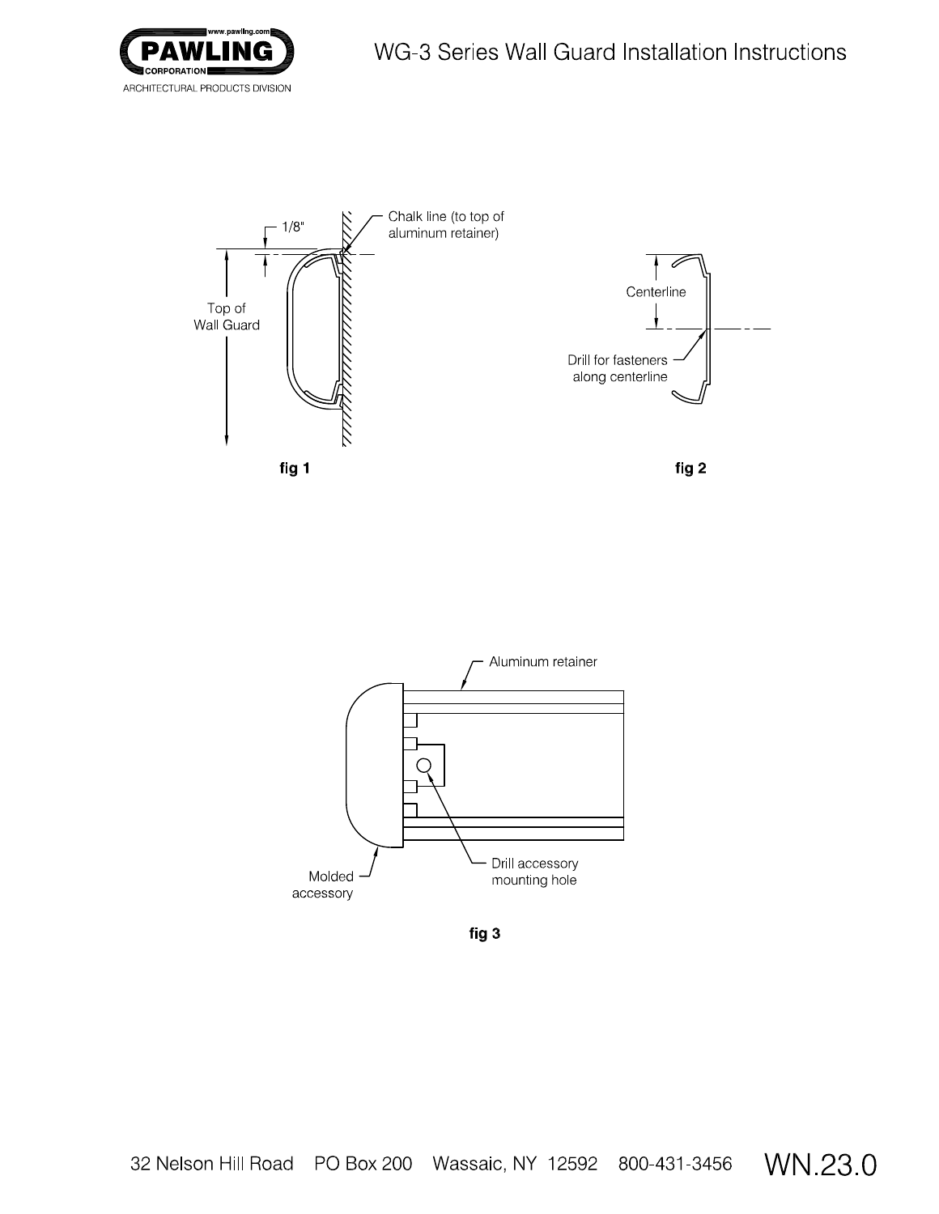# WG-3 Series Wall Guard Installation Instructions

1/8"

Chalk line (to top of aluminum retainer)

Top of Wall Guard

**fig 1**

Centerline

Drill for fasteners along centerline

**fig 2**

Aluminum retainer

Molded accessory

Drill accessory mounting hole

**fig 3**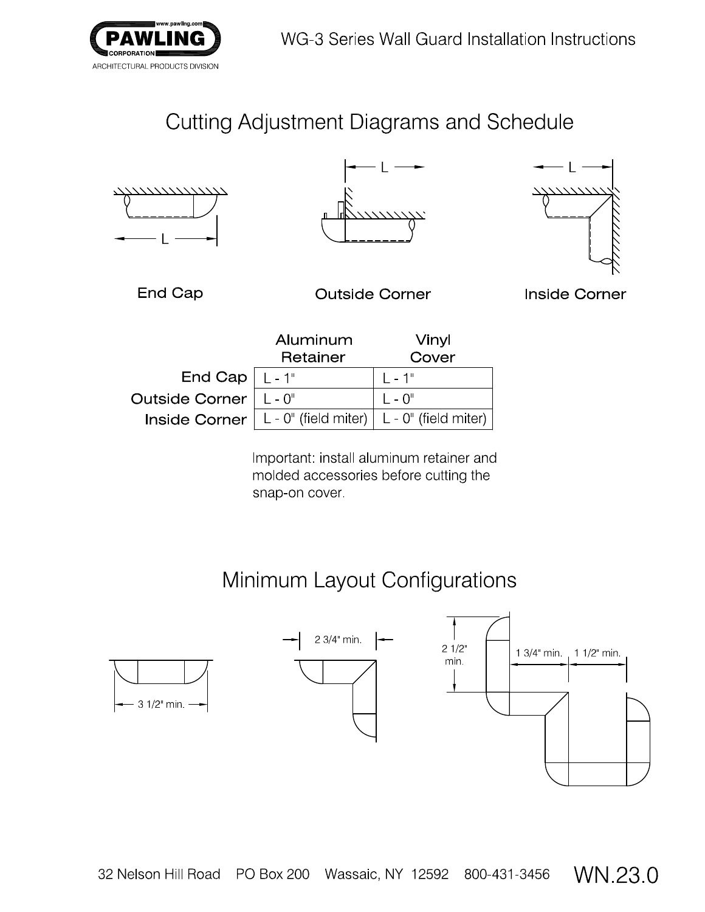# Cutting Adjustment Diagrams and Schedule

L

End Cap

L

Outside Corner

L

Inside Corner

| | Aluminum Retainer | Vinyl Cover |
|---|---|---|
| End Cap | L - 1" | L - 1" |
| Outside Corner | L - 0" | L - 0" |
| Inside Corner | L - 0" (field miter) | L - 0" (field miter) |

Important: install aluminum retainer and molded accessories before cutting the snap-on cover.

# Minimum Layout Configurations

3 1/2" min.

2 3/4" min.

2 1/2" min.

1 3/4" min.

1 1/2" min.

32 Nelson Hill Road PO Box 200 Wassaic, NY 12592 800-431-3456 WN.23.0